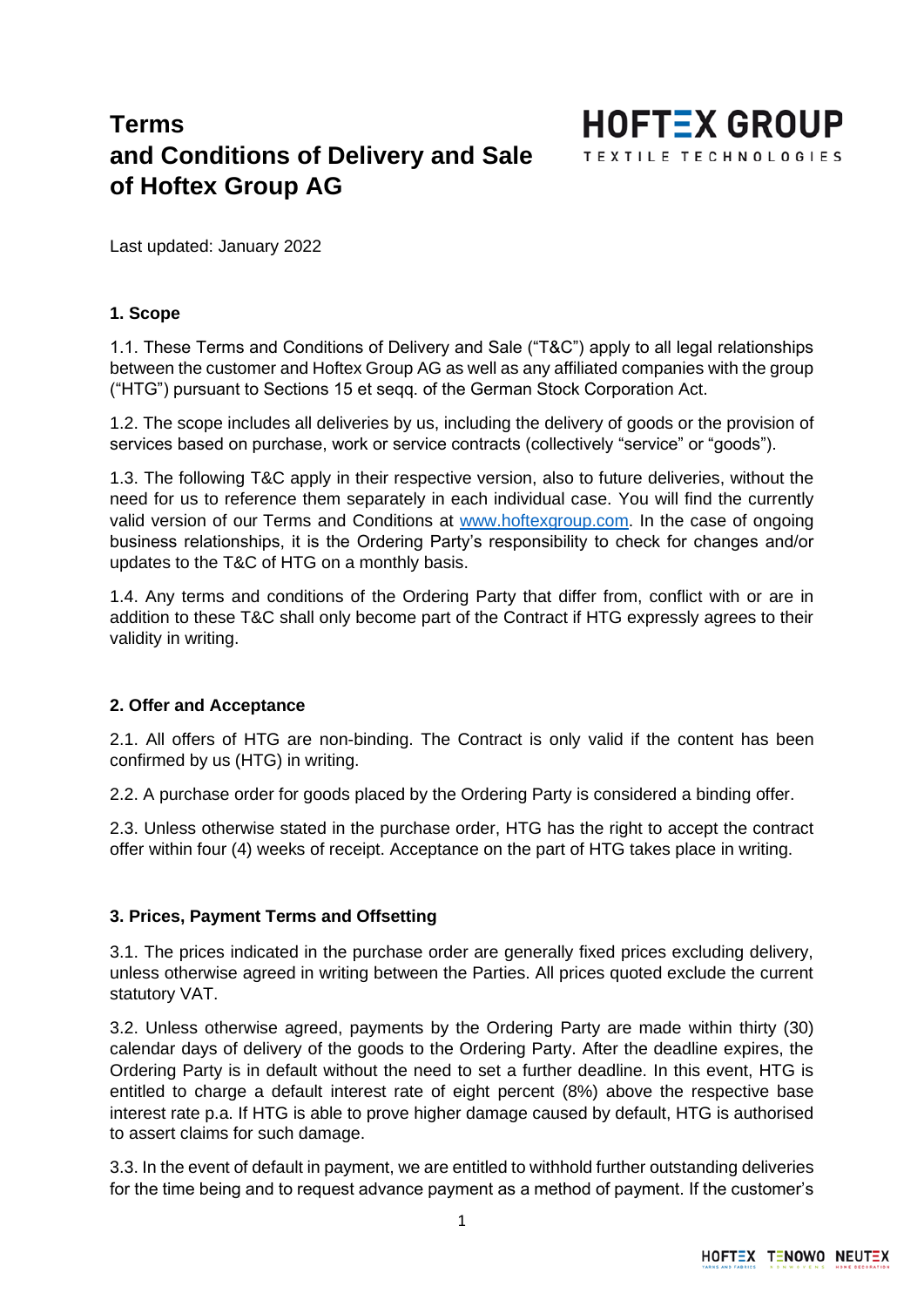# Terms and Conditions of Delivery and Sale of Hoftex Group AG

Last updated: January 2022

## 1. Scope

1.1. These Terms and Conditions of Delivery and Sale ("T&C") apply to all legal relationships between the customer and Hoftex Group AG as well as any affiliated companies with the group ("HTG") pursuant to Sections 15 et seqq. of the German Stock Corporation Act.

1.2. The scope includes all deliveries by us, including the delivery of goods or the provision of services based on purchase, work or service contracts (collectively "service" or "goods").

1.3. The following T&C apply in their respective version, also to future deliveries, without the need for us to reference them separately in each individual case. You will find the currently valid version of our Terms and Conditions at www.hoftexgroup.com. In the case of ongoing business relationships, it is the Ordering Party's responsibility to check for changes and/or updates to the T&C of HTG on a monthly basis.

1.4. Any terms and conditions of the Ordering Party that differ from, conflict with or are in addition to these T&C shall only become part of the Contract if HTG expressly agrees to their validity in writing.

## 2. Offer and Acceptance

2.1. All offers of HTG are non-binding. The Contract is only valid if the content has been confirmed by us (HTG) in writing.

2.2. A purchase order for goods placed by the Ordering Party is considered a binding offer.

2.3. Unless otherwise stated in the purchase order, HTG has the right to accept the contract offer within four (4) weeks of receipt. Acceptance on the part of HTG takes place in writing.

## 3. Prices, Payment Terms and Offsetting

3.1. The prices indicated in the purchase order are generally fixed prices excluding delivery, unless otherwise agreed in writing between the Parties. All prices quoted exclude the current statutory VAT.

3.2. Unless otherwise agreed, payments by the Ordering Party are made within thirty (30) calendar days of delivery of the goods to the Ordering Party. After the deadline expires, the Ordering Party is in default without the need to set a further deadline. In this event, HTG is entitled to charge a default interest rate of eight percent (8%) above the respective base interest rate p.a. If HTG is able to prove higher damage caused by default, HTG is authorised to assert claims for such damage.

3.3. In the event of default in payment, we are entitled to withhold further outstanding deliveries for the time being and to request advance payment as a method of payment. If the customer's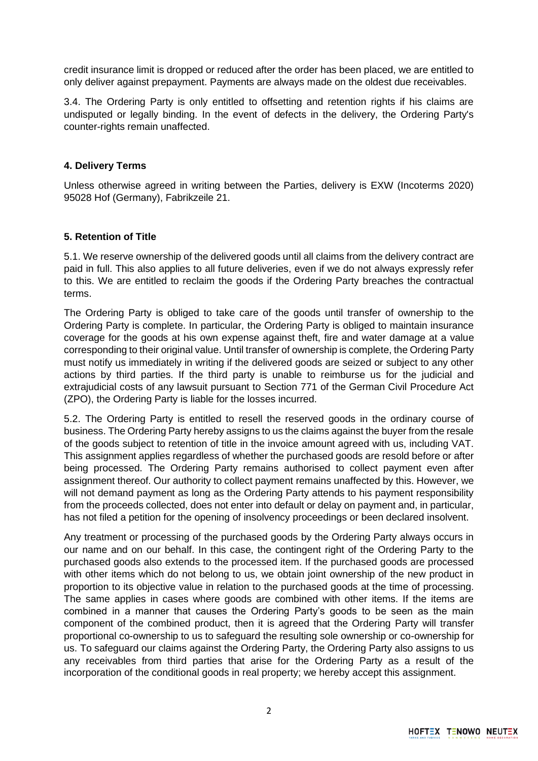credit insurance limit is dropped or reduced after the order has been placed, we are entitled to only deliver against prepayment. Payments are always made on the oldest due receivables.

3.4. The Ordering Party is only entitled to offsetting and retention rights if his claims are undisputed or legally binding. In the event of defects in the delivery, the Ordering Party's counter-rights remain unaffected.

## 4. Delivery Terms

Unless otherwise agreed in writing between the Parties, delivery is EXW (Incoterms 2020) 95028 Hof (Germany), Fabrikzeile 21.

## 5. Retention of Title

5.1. We reserve ownership of the delivered goods until all claims from the delivery contract are paid in full. This also applies to all future deliveries, even if we do not always expressly refer to this. We are entitled to reclaim the goods if the Ordering Party breaches the contractual terms.

The Ordering Party is obliged to take care of the goods until transfer of ownership to the Ordering Party is complete. In particular, the Ordering Party is obliged to maintain insurance coverage for the goods at his own expense against theft, fire and water damage at a value corresponding to their original value. Until transfer of ownership is complete, the Ordering Party must notify us immediately in writing if the delivered goods are seized or subject to any other actions by third parties. If the third party is unable to reimburse us for the judicial and extrajudicial costs of any lawsuit pursuant to Section 771 of the German Civil Procedure Act (ZPO), the Ordering Party is liable for the losses incurred.

5.2. The Ordering Party is entitled to resell the reserved goods in the ordinary course of business. The Ordering Party hereby assigns to us the claims against the buyer from the resale of the goods subject to retention of title in the invoice amount agreed with us, including VAT. This assignment applies regardless of whether the purchased goods are resold before or after being processed. The Ordering Party remains authorised to collect payment even after assignment thereof. Our authority to collect payment remains unaffected by this. However, we will not demand payment as long as the Ordering Party attends to his payment responsibility from the proceeds collected, does not enter into default or delay on payment and, in particular, has not filed a petition for the opening of insolvency proceedings or been declared insolvent.

Any treatment or processing of the purchased goods by the Ordering Party always occurs in our name and on our behalf. In this case, the contingent right of the Ordering Party to the purchased goods also extends to the processed item. If the purchased goods are processed with other items which do not belong to us, we obtain joint ownership of the new product in proportion to its objective value in relation to the purchased goods at the time of processing. The same applies in cases where goods are combined with other items. If the items are combined in a manner that causes the Ordering Party's goods to be seen as the main component of the combined product, then it is agreed that the Ordering Party will transfer proportional co-ownership to us to safeguard the resulting sole ownership or co-ownership for us. To safeguard our claims against the Ordering Party, the Ordering Party also assigns to us any receivables from third parties that arise for the Ordering Party as a result of the incorporation of the conditional goods in real property; we hereby accept this assignment.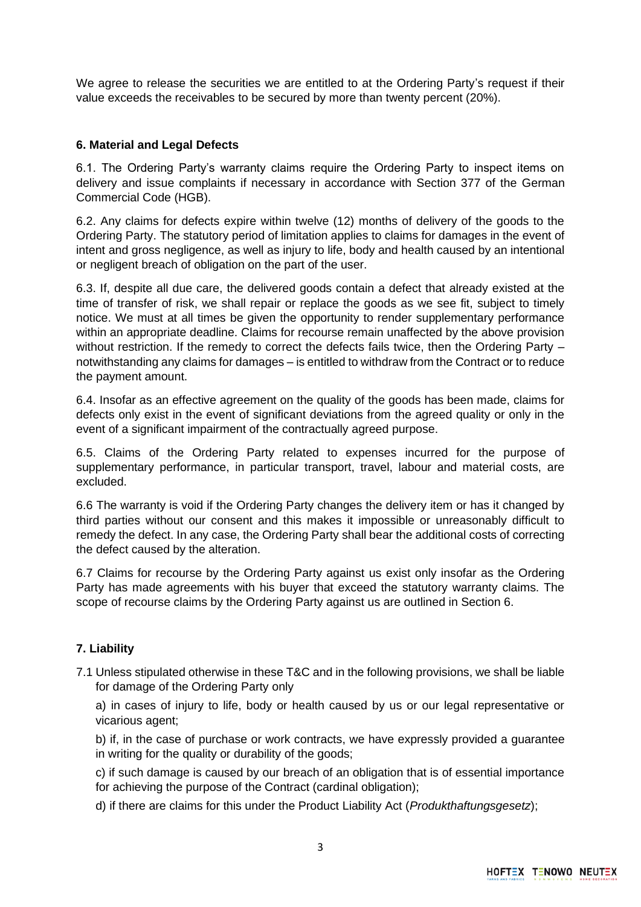We agree to release the securities we are entitled to at the Ordering Party's request if their value exceeds the receivables to be secured by more than twenty percent (20%).

### 6. Material and Legal Defects

6.1. The Ordering Party's warranty claims require the Ordering Party to inspect items on delivery and issue complaints if necessary in accordance with Section 377 of the German Commercial Code (HGB).

6.2. Any claims for defects expire within twelve (12) months of delivery of the goods to the Ordering Party. The statutory period of limitation applies to claims for damages in the event of intent and gross negligence, as well as injury to life, body and health caused by an intentional or negligent breach of obligation on the part of the user.

6.3. If, despite all due care, the delivered goods contain a defect that already existed at the time of transfer of risk, we shall repair or replace the goods as we see fit, subject to timely notice. We must at all times be given the opportunity to render supplementary performance within an appropriate deadline. Claims for recourse remain unaffected by the above provision without restriction. If the remedy to correct the defects fails twice, then the Ordering Party – notwithstanding any claims for damages – is entitled to withdraw from the Contract or to reduce the payment amount.

6.4. Insofar as an effective agreement on the quality of the goods has been made, claims for defects only exist in the event of significant deviations from the agreed quality or only in the event of a significant impairment of the contractually agreed purpose.

6.5. Claims of the Ordering Party related to expenses incurred for the purpose of supplementary performance, in particular transport, travel, labour and material costs, are excluded.

6.6 The warranty is void if the Ordering Party changes the delivery item or has it changed by third parties without our consent and this makes it impossible or unreasonably difficult to remedy the defect. In any case, the Ordering Party shall bear the additional costs of correcting the defect caused by the alteration.

6.7 Claims for recourse by the Ordering Party against us exist only insofar as the Ordering Party has made agreements with his buyer that exceed the statutory warranty claims. The scope of recourse claims by the Ordering Party against us are outlined in Section 6.

### 7. Liability

7.1 Unless stipulated otherwise in these T&C and in the following provisions, we shall be liable for damage of the Ordering Party only

a) in cases of injury to life, body or health caused by us or our legal representative or vicarious agent;

b) if, in the case of purchase or work contracts, we have expressly provided a guarantee in writing for the quality or durability of the goods;

c) if such damage is caused by our breach of an obligation that is of essential importance for achieving the purpose of the Contract (cardinal obligation);

d) if there are claims for this under the Product Liability Act (*Produkthaftungsgesetz*);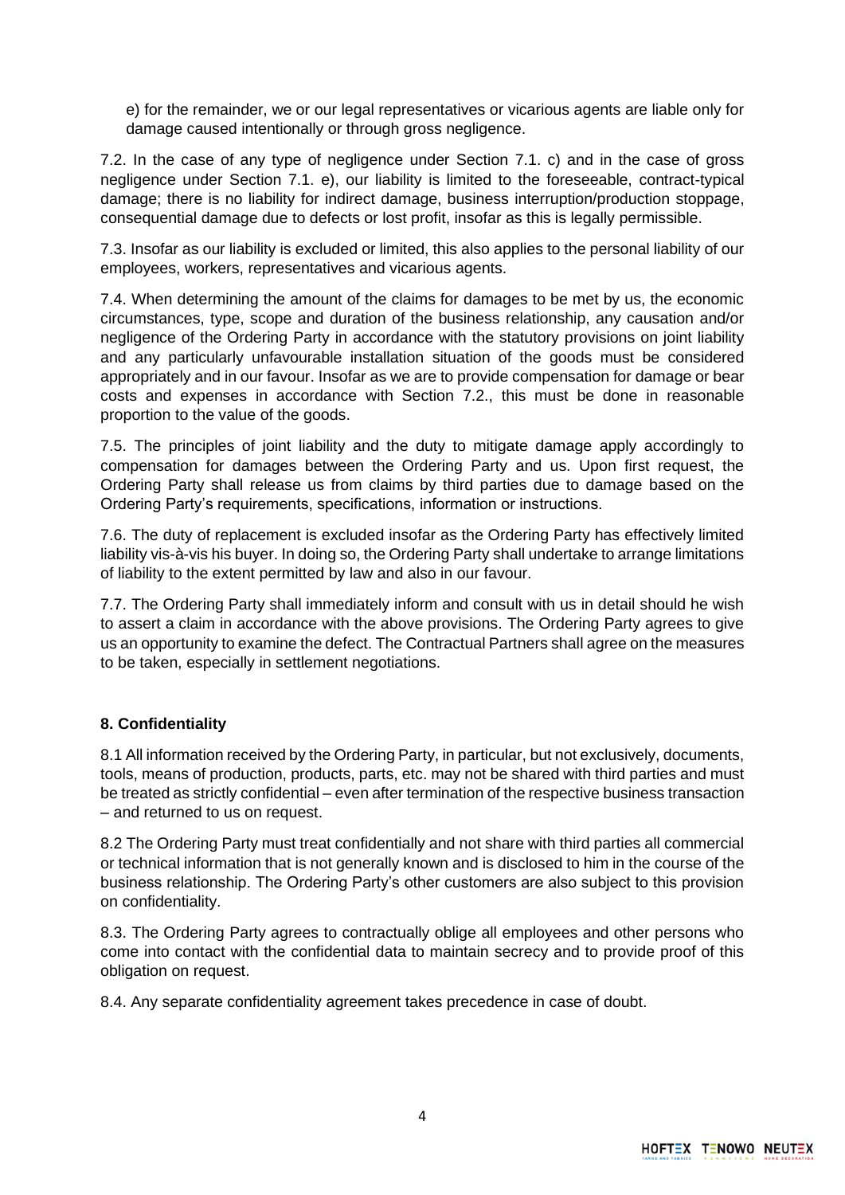e) for the remainder, we or our legal representatives or vicarious agents are liable only for damage caused intentionally or through gross negligence.

7.2. In the case of any type of negligence under Section 7.1. c) and in the case of gross negligence under Section 7.1. e), our liability is limited to the foreseeable, contract-typical damage; there is no liability for indirect damage, business interruption/production stoppage, consequential damage due to defects or lost profit, insofar as this is legally permissible.

7.3. Insofar as our liability is excluded or limited, this also applies to the personal liability of our employees, workers, representatives and vicarious agents.

7.4. When determining the amount of the claims for damages to be met by us, the economic circumstances, type, scope and duration of the business relationship, any causation and/or negligence of the Ordering Party in accordance with the statutory provisions on joint liability and any particularly unfavourable installation situation of the goods must be considered appropriately and in our favour. Insofar as we are to provide compensation for damage or bear costs and expenses in accordance with Section 7.2., this must be done in reasonable proportion to the value of the goods.

7.5. The principles of joint liability and the duty to mitigate damage apply accordingly to compensation for damages between the Ordering Party and us. Upon first request, the Ordering Party shall release us from claims by third parties due to damage based on the Ordering Party's requirements, specifications, information or instructions.

7.6. The duty of replacement is excluded insofar as the Ordering Party has effectively limited liability vis-à-vis his buyer. In doing so, the Ordering Party shall undertake to arrange limitations of liability to the extent permitted by law and also in our favour.

7.7. The Ordering Party shall immediately inform and consult with us in detail should he wish to assert a claim in accordance with the above provisions. The Ordering Party agrees to give us an opportunity to examine the defect. The Contractual Partners shall agree on the measures to be taken, especially in settlement negotiations.

## 8. Confidentiality

8.1 All information received by the Ordering Party, in particular, but not exclusively, documents, tools, means of production, products, parts, etc. may not be shared with third parties and must be treated as strictly confidential – even after termination of the respective business transaction – and returned to us on request.

8.2 The Ordering Party must treat confidentially and not share with third parties all commercial or technical information that is not generally known and is disclosed to him in the course of the business relationship. The Ordering Party's other customers are also subject to this provision on confidentiality.

8.3. The Ordering Party agrees to contractually oblige all employees and other persons who come into contact with the confidential data to maintain secrecy and to provide proof of this obligation on request.

8.4. Any separate confidentiality agreement takes precedence in case of doubt.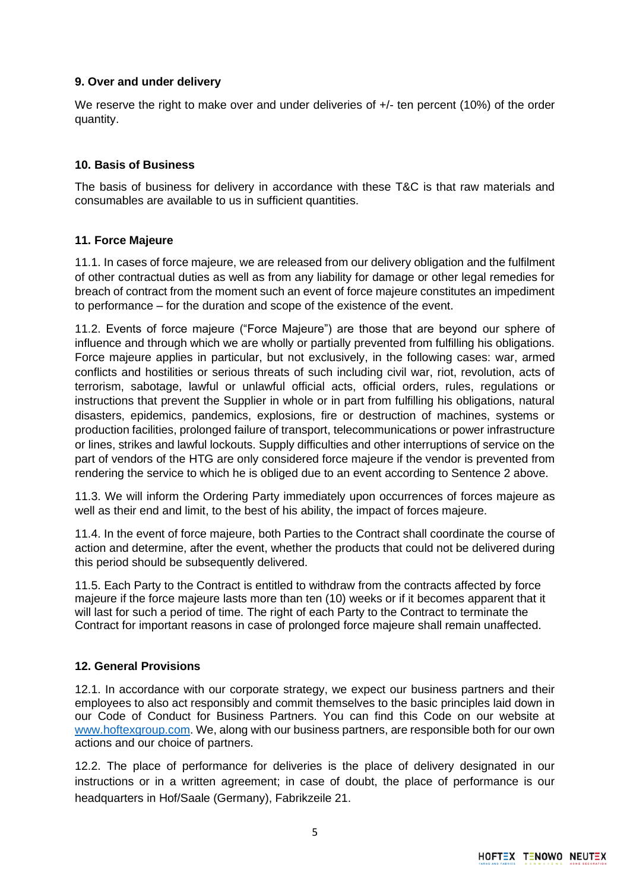### 9. Over and under delivery

We reserve the right to make over and under deliveries of +/- ten percent (10%) of the order quantity.

### 10. Basis of Business

The basis of business for delivery in accordance with these T&C is that raw materials and consumables are available to us in sufficient quantities.

### 11. Force Majeure

11.1. In cases of force majeure, we are released from our delivery obligation and the fulfilment of other contractual duties as well as from any liability for damage or other legal remedies for breach of contract from the moment such an event of force majeure constitutes an impediment to performance – for the duration and scope of the existence of the event.

11.2. Events of force majeure ("Force Majeure") are those that are beyond our sphere of influence and through which we are wholly or partially prevented from fulfilling his obligations. Force majeure applies in particular, but not exclusively, in the following cases: war, armed conflicts and hostilities or serious threats of such including civil war, riot, revolution, acts of terrorism, sabotage, lawful or unlawful official acts, official orders, rules, regulations or instructions that prevent the Supplier in whole or in part from fulfilling his obligations, natural disasters, epidemics, pandemics, explosions, fire or destruction of machines, systems or production facilities, prolonged failure of transport, telecommunications or power infrastructure or lines, strikes and lawful lockouts. Supply difficulties and other interruptions of service on the part of vendors of the HTG are only considered force majeure if the vendor is prevented from rendering the service to which he is obliged due to an event according to Sentence 2 above.

11.3. We will inform the Ordering Party immediately upon occurrences of forces majeure as well as their end and limit, to the best of his ability, the impact of forces majeure.

11.4. In the event of force majeure, both Parties to the Contract shall coordinate the course of action and determine, after the event, whether the products that could not be delivered during this period should be subsequently delivered.

11.5. Each Party to the Contract is entitled to withdraw from the contracts affected by force majeure if the force majeure lasts more than ten (10) weeks or if it becomes apparent that it will last for such a period of time. The right of each Party to the Contract to terminate the Contract for important reasons in case of prolonged force majeure shall remain unaffected.

### 12. General Provisions

12.1. In accordance with our corporate strategy, we expect our business partners and their employees to also act responsibly and commit themselves to the basic principles laid down in our Code of Conduct for Business Partners. You can find this Code on our website at [www.hoftexgroup.com](http://www.hoftexgroup.com). We, along with our business partners, are responsible both for our own actions and our choice of partners.

12.2. The place of performance for deliveries is the place of delivery designated in our instructions or in a written agreement; in case of doubt, the place of performance is our headquarters in Hof/Saale (Germany), Fabrikzeile 21.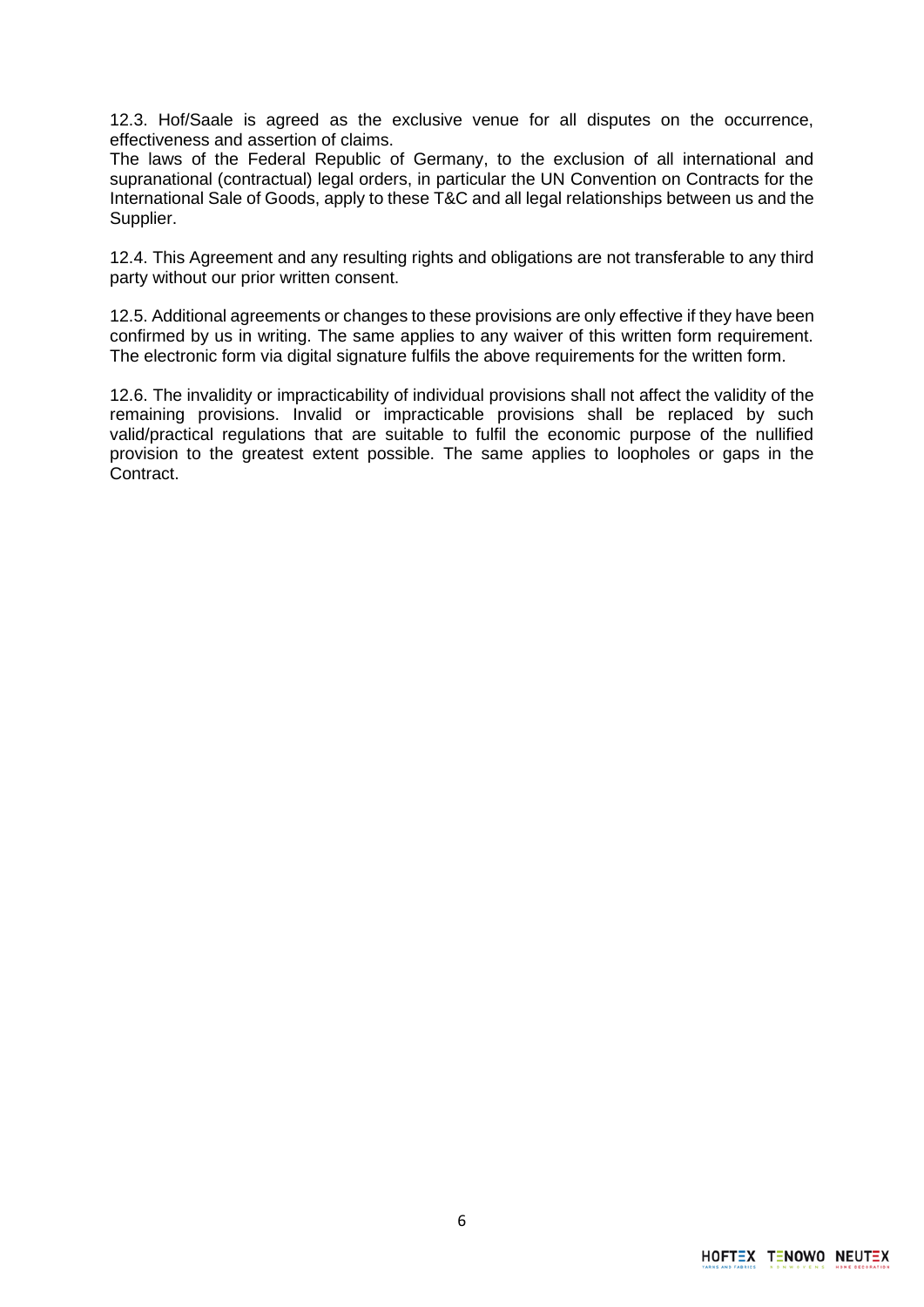12.3. Hof/Saale is agreed as the exclusive venue for all disputes on the occurrence, effectiveness and assertion of claims.
The laws of the Federal Republic of Germany, to the exclusion of all international and supranational (contractual) legal orders, in particular the UN Convention on Contracts for the International Sale of Goods, apply to these T&C and all legal relationships between us and the Supplier.

12.4. This Agreement and any resulting rights and obligations are not transferable to any third party without our prior written consent.

12.5. Additional agreements or changes to these provisions are only effective if they have been confirmed by us in writing. The same applies to any waiver of this written form requirement. The electronic form via digital signature fulfils the above requirements for the written form.

12.6. The invalidity or impracticability of individual provisions shall not affect the validity of the remaining provisions. Invalid or impracticable provisions shall be replaced by such valid/practical regulations that are suitable to fulfil the economic purpose of the nullified provision to the greatest extent possible. The same applies to loopholes or gaps in the Contract.